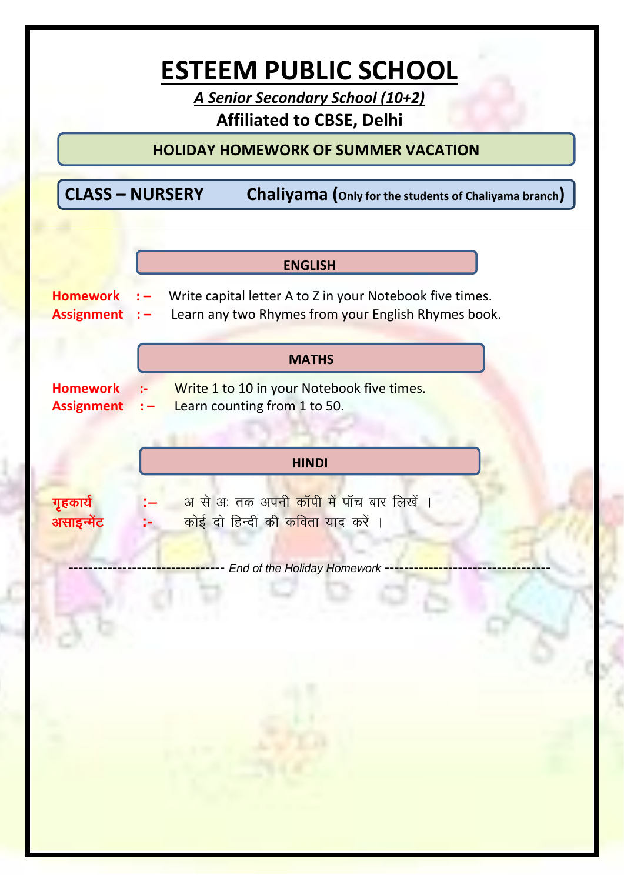# ESTEEM PUBLIC SCHOOL

***A Senior Secondary School (10+2)***

**Affiliated to CBSE, Delhi**

## HOLIDAY HOMEWORK OF SUMMER VACATION

**CLASS – NURSERY** **Chaliyama (Only for the students of Chaliyama branch)**

### ENGLISH

**Homework :–** Write capital letter A to Z in your Notebook five times.
**Assignment :–** Learn any two Rhymes from your English Rhymes book.

### MATHS

**Homework :-** Write 1 to 10 in your Notebook five times.
**Assignment :–** Learn counting from 1 to 50.

### HINDI

**गृहकार्य :–** अ से अः तक अपनी कॉपी में पॉच बार लिखें ।
**असाइन्मेंट :-** कोई दो हिन्दी की कविता याद करें ।

------------------------------- *End of the Holiday Homework* ---------------------------------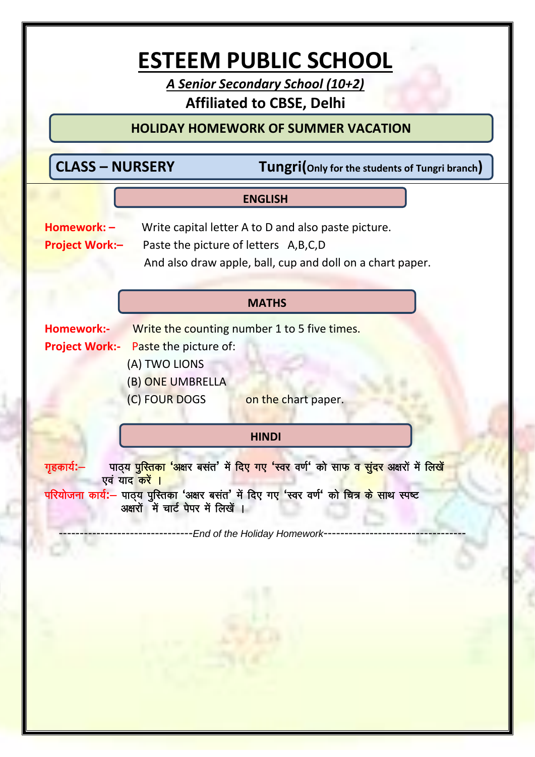# ESTEEM PUBLIC SCHOOL

***A Senior Secondary School (10+2)***

**Affiliated to CBSE, Delhi**

**HOLIDAY HOMEWORK OF SUMMER VACATION**

**CLASS – NURSERY** **Tungri(Only for the students of Tungri branch)**

## ENGLISH

**Homework: –** Write capital letter A to D and also paste picture.

**Project Work:–** Paste the picture of letters A,B,C,D
And also draw apple, ball, cup and doll on a chart paper.

## MATHS

**Homework:-** Write the counting number 1 to 5 five times.

**Project Work:-** Paste the picture of:

(A) TWO LIONS
(B) ONE UMBRELLA
(C) FOUR DOGS on the chart paper.

## HINDI

**गृहकार्य:–** पाठ्य पुस्तिका 'अक्षर बसंत' में दिए गए 'स्वर वर्ण' को साफ व सुंदर अक्षरों में लिखें एवं याद करें ।

**परियोजना कार्य:–** पाठ्य पुस्तिका 'अक्षर बसंत' में दिए गए 'स्वर वर्ण' को चित्र के साथ स्पष्ट अक्षरों में चार्ट पेपर में लिखें ।

-------------------------------*End of the Holiday Homework*---------------------------------